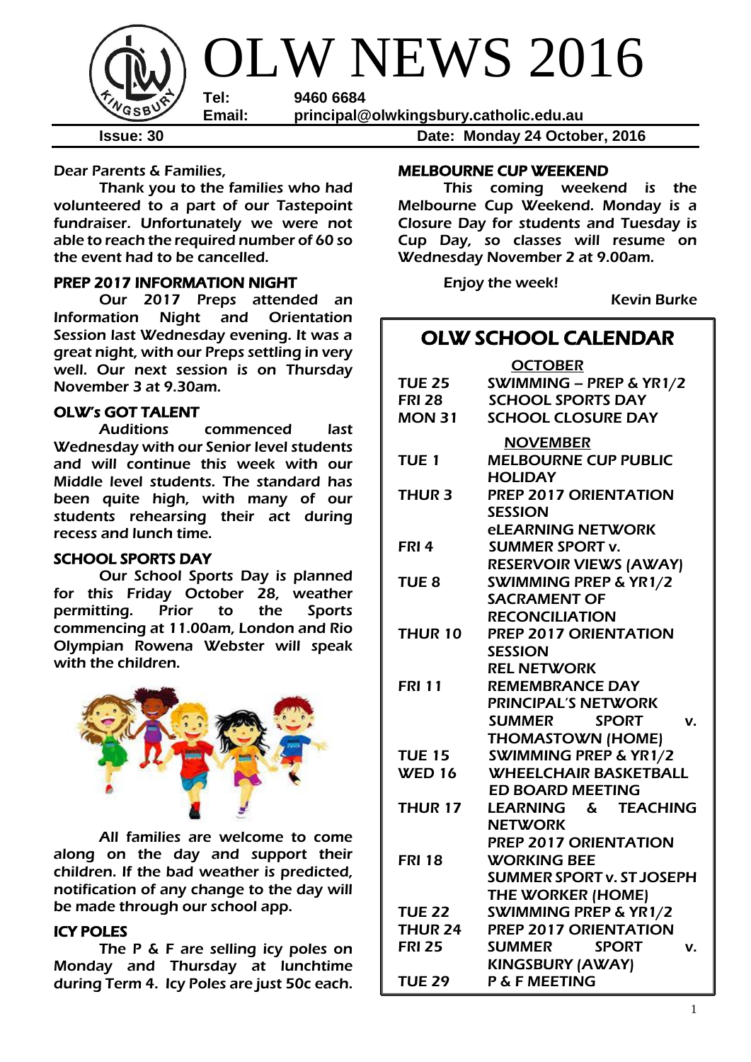# OLW NEWS 2016

**Tel:** 9460 6684
**Email:** principal@olwkingsbury.catholic.edu.au

**Issue: 30** **Date: Monday 24 October, 2016**

Dear Parents & Families,

Thank you to the families who had volunteered to a part of our Tastepoint fundraiser. Unfortunately we were not able to reach the required number of 60 so the event had to be cancelled.

## PREP 2017 INFORMATION NIGHT

Our 2017 Preps attended an Information Night and Orientation Session last Wednesday evening. It was a great night, with our Preps settling in very well. Our next session is on Thursday November 3 at 9.30am.

## OLW's GOT TALENT

Auditions commenced last Wednesday with our Senior level students and will continue this week with our Middle level students. The standard has been quite high, with many of our students rehearsing their act during recess and lunch time.

## SCHOOL SPORTS DAY

Our School Sports Day is planned for this Friday October 28, weather permitting. Prior to the Sports commencing at 11.00am, London and Rio Olympian Rowena Webster will speak with the children.

All families are welcome to come along on the day and support their children. If the bad weather is predicted, notification of any change to the day will be made through our school app.

## ICY POLES

The P & F are selling icy poles on Monday and Thursday at lunchtime during Term 4. Icy Poles are just 50c each.

## MELBOURNE CUP WEEKEND

This coming weekend is the Melbourne Cup Weekend. Monday is a Closure Day for students and Tuesday is Cup Day, so classes will resume on Wednesday November 2 at 9.00am.

Enjoy the week!

Kevin Burke

## OLW SCHOOL CALENDAR

**OCTOBER**

| | |
|---|---|
| TUE 25 | SWIMMING – PREP & YR1/2 |
| FRI 28 | SCHOOL SPORTS DAY |
| MON 31 | SCHOOL CLOSURE DAY |

**NOVEMBER**

| | |
|---|---|
| TUE 1 | MELBOURNE CUP PUBLIC HOLIDAY |
| THUR 3 | PREP 2017 ORIENTATION SESSION<br>eLEARNING NETWORK |
| FRI 4 | SUMMER SPORT v. RESERVOIR VIEWS (AWAY) |
| TUE 8 | SWIMMING PREP & YR1/2<br>SACRAMENT OF RECONCILIATION |
| THUR 10 | PREP 2017 ORIENTATION SESSION<br>REL NETWORK |
| FRI 11 | REMEMBRANCE DAY<br>PRINCIPAL'S NETWORK<br>SUMMER SPORT v. THOMASTOWN (HOME) |
| TUE 15 | SWIMMING PREP & YR1/2 |
| WED 16 | WHEELCHAIR BASKETBALL<br>ED BOARD MEETING |
| THUR 17 | LEARNING & TEACHING NETWORK<br>PREP 2017 ORIENTATION |
| FRI 18 | WORKING BEE<br>SUMMER SPORT v. ST JOSEPH THE WORKER (HOME) |
| TUE 22 | SWIMMING PREP & YR1/2 |
| THUR 24 | PREP 2017 ORIENTATION |
| FRI 25 | SUMMER SPORT v. KINGSBURY (AWAY) |
| TUE 29 | P & F MEETING |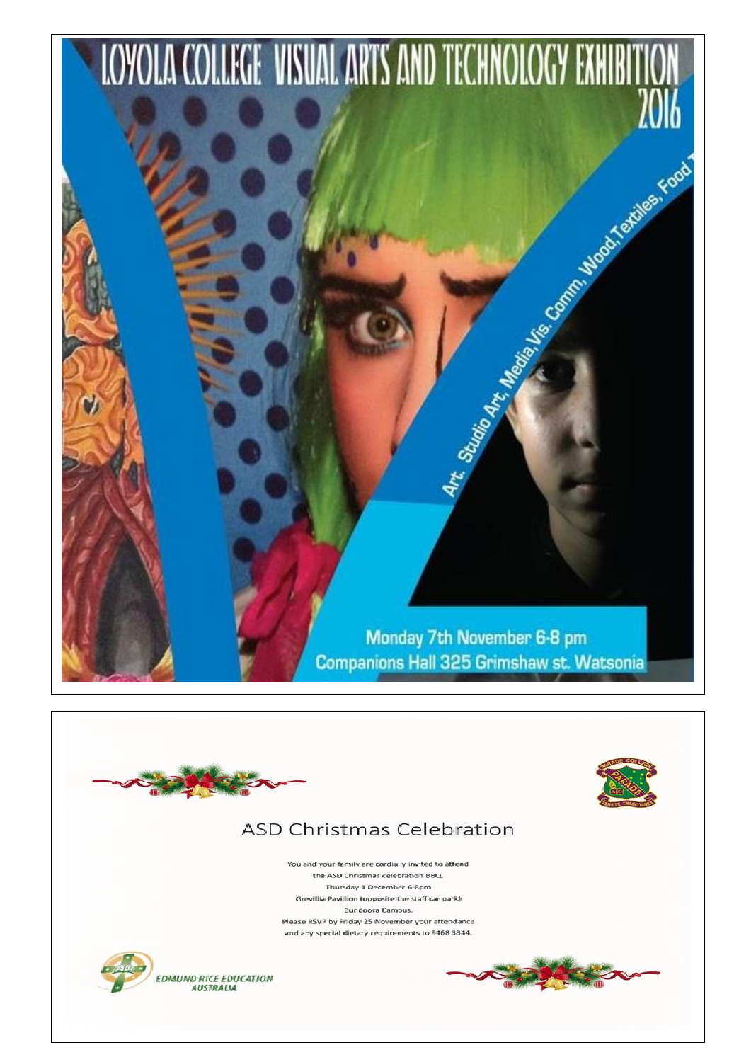# LOYOLA COLLEGE VISUAL ARTS AND TECHNOLOGY EXHIBITION 2016

Art, Studio Art, Media, Vis. Comm, Wood, Textiles, Food T

Monday 7th November 6-8 pm

Companions Hall 325 Grimshaw st. Watsonia

---

PARADE COLLEGE

## ASD Christmas Celebration

You and your family are cordially invited to attend
the ASD Christmas celebration BBQ.
Thursday 1 December 6-8pm
Grevillia Pavillion (opposite the staff car park)
Bundoora Campus.
Please RSVP by Friday 25 November your attendance
and any special dietary requirements to 9468 3344.

EDMUND RICE EDUCATION AUSTRALIA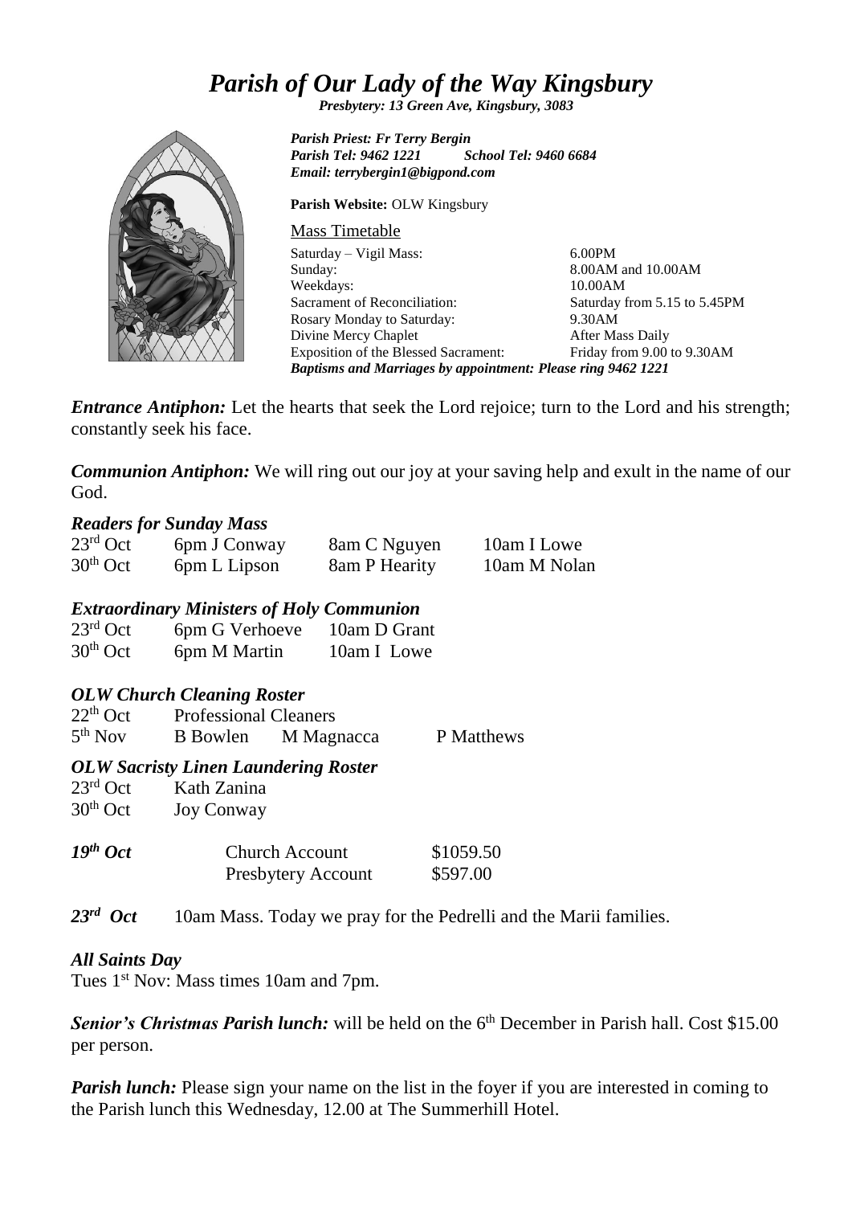# *Parish of Our Lady of the Way Kingsbury*

***Presbytery: 13 Green Ave, Kingsbury, 3083***

***Parish Priest: Fr Terry Bergin***
***Parish Tel: 9462 1221 School Tel: 9460 6684***
***Email: terrybergin1@bigpond.com***

**Parish Website:** OLW Kingsbury

Mass Timetable

| | |
|---|---|
| Saturday – Vigil Mass: | 6.00PM |
| Sunday: | 8.00AM and 10.00AM |
| Weekdays: | 10.00AM |
| Sacrament of Reconciliation: | Saturday from 5.15 to 5.45PM |
| Rosary Monday to Saturday: | 9.30AM |
| Divine Mercy Chaplet | After Mass Daily |
| Exposition of the Blessed Sacrament: | Friday from 9.00 to 9.30AM |

***Baptisms and Marriages by appointment: Please ring 9462 1221***

***Entrance Antiphon:*** Let the hearts that seek the Lord rejoice; turn to the Lord and his strength; constantly seek his face.

***Communion Antiphon:*** We will ring out our joy at your saving help and exult in the name of our God.

### *Readers for Sunday Mass*

| | | | |
|---|---|---|---|
| 23rd Oct | 6pm J Conway | 8am C Nguyen | 10am I Lowe |
| 30th Oct | 6pm L Lipson | 8am P Hearity | 10am M Nolan |

### *Extraordinary Ministers of Holy Communion*

| | | |
|---|---|---|
| 23rd Oct | 6pm G Verhoeve | 10am D Grant |
| 30th Oct | 6pm M Martin | 10am I Lowe |

### *OLW Church Cleaning Roster*

| | | | |
|---|---|---|---|
| 22th Oct | Professional Cleaners | | |
| 5th Nov | B Bowlen | M Magnacca | P Matthews |

### *OLW Sacristy Linen Laundering Roster*

| | |
|---|---|
| 23rd Oct | Kath Zanina |
| 30th Oct | Joy Conway |

| | | |
|---|---|---|
| ***19th Oct*** | Church Account | $1059.50 |
| | Presbytery Account | $597.00 |

***23rd Oct*** 10am Mass. Today we pray for the Pedrelli and the Marii families.

### *All Saints Day*

Tues 1st Nov: Mass times 10am and 7pm.

***Senior's Christmas Parish lunch:*** will be held on the 6th December in Parish hall. Cost $15.00 per person.

***Parish lunch:*** Please sign your name on the list in the foyer if you are interested in coming to the Parish lunch this Wednesday, 12.00 at The Summerhill Hotel.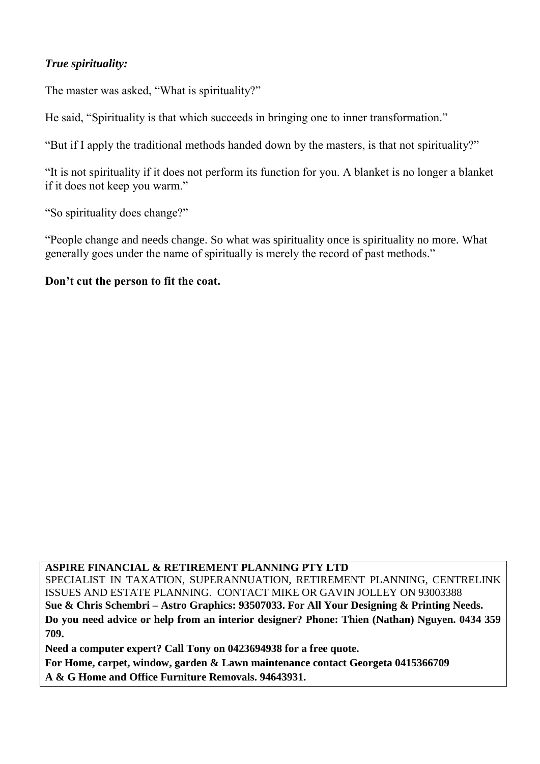***True spirituality:***

The master was asked, "What is spirituality?"

He said, "Spirituality is that which succeeds in bringing one to inner transformation."

"But if I apply the traditional methods handed down by the masters, is that not spirituality?"

"It is not spirituality if it does not perform its function for you. A blanket is no longer a blanket if it does not keep you warm."

"So spirituality does change?"

"People change and needs change. So what was spirituality once is spirituality no more. What generally goes under the name of spiritually is merely the record of past methods."

**Don't cut the person to fit the coat.**

**ASPIRE FINANCIAL & RETIREMENT PLANNING PTY LTD**
SPECIALIST IN TAXATION, SUPERANNUATION, RETIREMENT PLANNING, CENTRELINK ISSUES AND ESTATE PLANNING. CONTACT MIKE OR GAVIN JOLLEY ON 93003388
**Sue & Chris Schembri – Astro Graphics: 93507033. For All Your Designing & Printing Needs.**
**Do you need advice or help from an interior designer? Phone: Thien (Nathan) Nguyen. 0434 359 709.**
**Need a computer expert? Call Tony on 0423694938 for a free quote.**
**For Home, carpet, window, garden & Lawn maintenance contact Georgeta 0415366709**
**A & G Home and Office Furniture Removals. 94643931.**